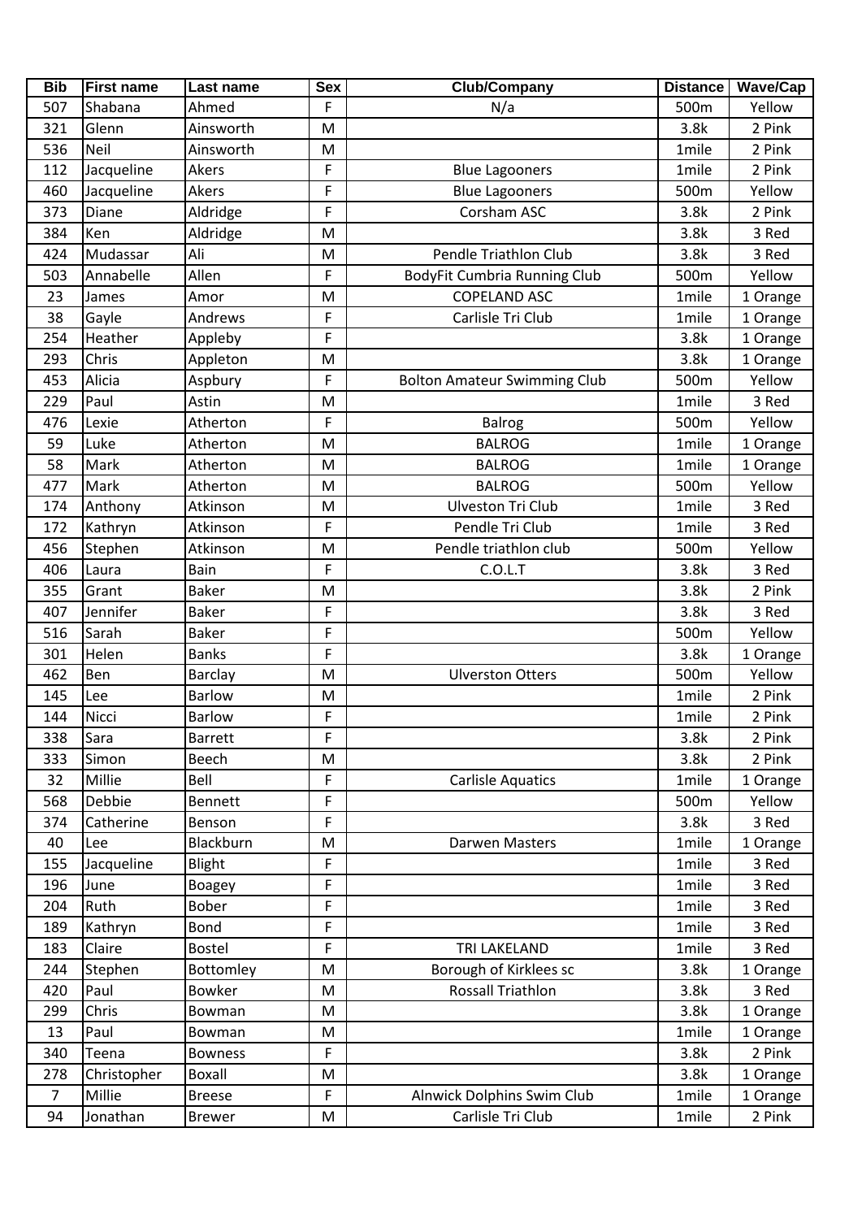| Bib | First name | Last name | Sex | Club/Company | Distance | Wave/Cap |
|---|---|---|---|---|---|---|
| 507 | Shabana | Ahmed | F | N/a | 500m | Yellow |
| 321 | Glenn | Ainsworth | M | | 3.8k | 2 Pink |
| 536 | Neil | Ainsworth | M | | 1mile | 2 Pink |
| 112 | Jacqueline | Akers | F | Blue Lagooners | 1mile | 2 Pink |
| 460 | Jacqueline | Akers | F | Blue Lagooners | 500m | Yellow |
| 373 | Diane | Aldridge | F | Corsham ASC | 3.8k | 2 Pink |
| 384 | Ken | Aldridge | M | | 3.8k | 3 Red |
| 424 | Mudassar | Ali | M | Pendle Triathlon Club | 3.8k | 3 Red |
| 503 | Annabelle | Allen | F | BodyFit Cumbria Running Club | 500m | Yellow |
| 23 | James | Amor | M | COPELAND ASC | 1mile | 1 Orange |
| 38 | Gayle | Andrews | F | Carlisle Tri Club | 1mile | 1 Orange |
| 254 | Heather | Appleby | F | | 3.8k | 1 Orange |
| 293 | Chris | Appleton | M | | 3.8k | 1 Orange |
| 453 | Alicia | Aspbury | F | Bolton Amateur Swimming Club | 500m | Yellow |
| 229 | Paul | Astin | M | | 1mile | 3 Red |
| 476 | Lexie | Atherton | F | Balrog | 500m | Yellow |
| 59 | Luke | Atherton | M | BALROG | 1mile | 1 Orange |
| 58 | Mark | Atherton | M | BALROG | 1mile | 1 Orange |
| 477 | Mark | Atherton | M | BALROG | 500m | Yellow |
| 174 | Anthony | Atkinson | M | Ulveston Tri Club | 1mile | 3 Red |
| 172 | Kathryn | Atkinson | F | Pendle Tri Club | 1mile | 3 Red |
| 456 | Stephen | Atkinson | M | Pendle triathlon club | 500m | Yellow |
| 406 | Laura | Bain | F | C.O.L.T | 3.8k | 3 Red |
| 355 | Grant | Baker | M | | 3.8k | 2 Pink |
| 407 | Jennifer | Baker | F | | 3.8k | 3 Red |
| 516 | Sarah | Baker | F | | 500m | Yellow |
| 301 | Helen | Banks | F | | 3.8k | 1 Orange |
| 462 | Ben | Barclay | M | Ulverston Otters | 500m | Yellow |
| 145 | Lee | Barlow | M | | 1mile | 2 Pink |
| 144 | Nicci | Barlow | F | | 1mile | 2 Pink |
| 338 | Sara | Barrett | F | | 3.8k | 2 Pink |
| 333 | Simon | Beech | M | | 3.8k | 2 Pink |
| 32 | Millie | Bell | F | Carlisle Aquatics | 1mile | 1 Orange |
| 568 | Debbie | Bennett | F | | 500m | Yellow |
| 374 | Catherine | Benson | F | | 3.8k | 3 Red |
| 40 | Lee | Blackburn | M | Darwen Masters | 1mile | 1 Orange |
| 155 | Jacqueline | Blight | F | | 1mile | 3 Red |
| 196 | June | Boagey | F | | 1mile | 3 Red |
| 204 | Ruth | Bober | F | | 1mile | 3 Red |
| 189 | Kathryn | Bond | F | | 1mile | 3 Red |
| 183 | Claire | Bostel | F | TRI LAKELAND | 1mile | 3 Red |
| 244 | Stephen | Bottomley | M | Borough of Kirklees sc | 3.8k | 1 Orange |
| 420 | Paul | Bowker | M | Rossall Triathlon | 3.8k | 3 Red |
| 299 | Chris | Bowman | M | | 3.8k | 1 Orange |
| 13 | Paul | Bowman | M | | 1mile | 1 Orange |
| 340 | Teena | Bowness | F | | 3.8k | 2 Pink |
| 278 | Christopher | Boxall | M | | 3.8k | 1 Orange |
| 7 | Millie | Breese | F | Alnwick Dolphins Swim Club | 1mile | 1 Orange |
| 94 | Jonathan | Brewer | M | Carlisle Tri Club | 1mile | 2 Pink |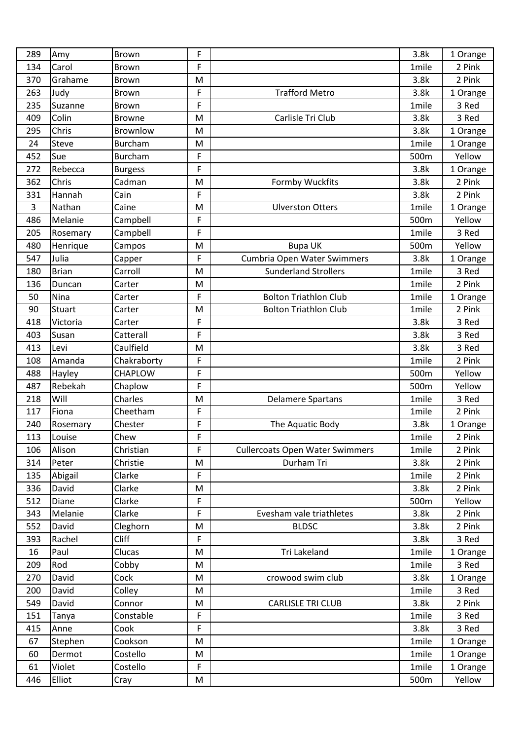| | | | | | | |
|---|---|---|---|---|---|---|
| 289 | Amy | Brown | F | | 3.8k | 1 Orange |
| 134 | Carol | Brown | F | | 1mile | 2 Pink |
| 370 | Grahame | Brown | M | | 3.8k | 2 Pink |
| 263 | Judy | Brown | F | Trafford Metro | 3.8k | 1 Orange |
| 235 | Suzanne | Brown | F | | 1mile | 3 Red |
| 409 | Colin | Browne | M | Carlisle Tri Club | 3.8k | 3 Red |
| 295 | Chris | Brownlow | M | | 3.8k | 1 Orange |
| 24 | Steve | Burcham | M | | 1mile | 1 Orange |
| 452 | Sue | Burcham | F | | 500m | Yellow |
| 272 | Rebecca | Burgess | F | | 3.8k | 1 Orange |
| 362 | Chris | Cadman | M | Formby Wuckfits | 3.8k | 2 Pink |
| 331 | Hannah | Cain | F | | 3.8k | 2 Pink |
| 3 | Nathan | Caine | M | Ulverston Otters | 1mile | 1 Orange |
| 486 | Melanie | Campbell | F | | 500m | Yellow |
| 205 | Rosemary | Campbell | F | | 1mile | 3 Red |
| 480 | Henrique | Campos | M | Bupa UK | 500m | Yellow |
| 547 | Julia | Capper | F | Cumbria Open Water Swimmers | 3.8k | 1 Orange |
| 180 | Brian | Carroll | M | Sunderland Strollers | 1mile | 3 Red |
| 136 | Duncan | Carter | M | | 1mile | 2 Pink |
| 50 | Nina | Carter | F | Bolton Triathlon Club | 1mile | 1 Orange |
| 90 | Stuart | Carter | M | Bolton Triathlon Club | 1mile | 2 Pink |
| 418 | Victoria | Carter | F | | 3.8k | 3 Red |
| 403 | Susan | Catterall | F | | 3.8k | 3 Red |
| 413 | Levi | Caulfield | M | | 3.8k | 3 Red |
| 108 | Amanda | Chakraborty | F | | 1mile | 2 Pink |
| 488 | Hayley | CHAPLOW | F | | 500m | Yellow |
| 487 | Rebekah | Chaplow | F | | 500m | Yellow |
| 218 | Will | Charles | M | Delamere Spartans | 1mile | 3 Red |
| 117 | Fiona | Cheetham | F | | 1mile | 2 Pink |
| 240 | Rosemary | Chester | F | The Aquatic Body | 3.8k | 1 Orange |
| 113 | Louise | Chew | F | | 1mile | 2 Pink |
| 106 | Alison | Christian | F | Cullercoats Open Water Swimmers | 1mile | 2 Pink |
| 314 | Peter | Christie | M | Durham Tri | 3.8k | 2 Pink |
| 135 | Abigail | Clarke | F | | 1mile | 2 Pink |
| 336 | David | Clarke | M | | 3.8k | 2 Pink |
| 512 | Diane | Clarke | F | | 500m | Yellow |
| 343 | Melanie | Clarke | F | Evesham vale triathletes | 3.8k | 2 Pink |
| 552 | David | Cleghorn | M | BLDSC | 3.8k | 2 Pink |
| 393 | Rachel | Cliff | F | | 3.8k | 3 Red |
| 16 | Paul | Clucas | M | Tri Lakeland | 1mile | 1 Orange |
| 209 | Rod | Cobby | M | | 1mile | 3 Red |
| 270 | David | Cock | M | crowood swim club | 3.8k | 1 Orange |
| 200 | David | Colley | M | | 1mile | 3 Red |
| 549 | David | Connor | M | CARLISLE TRI CLUB | 3.8k | 2 Pink |
| 151 | Tanya | Constable | F | | 1mile | 3 Red |
| 415 | Anne | Cook | F | | 3.8k | 3 Red |
| 67 | Stephen | Cookson | M | | 1mile | 1 Orange |
| 60 | Dermot | Costello | M | | 1mile | 1 Orange |
| 61 | Violet | Costello | F | | 1mile | 1 Orange |
| 446 | Elliot | Cray | M | | 500m | Yellow |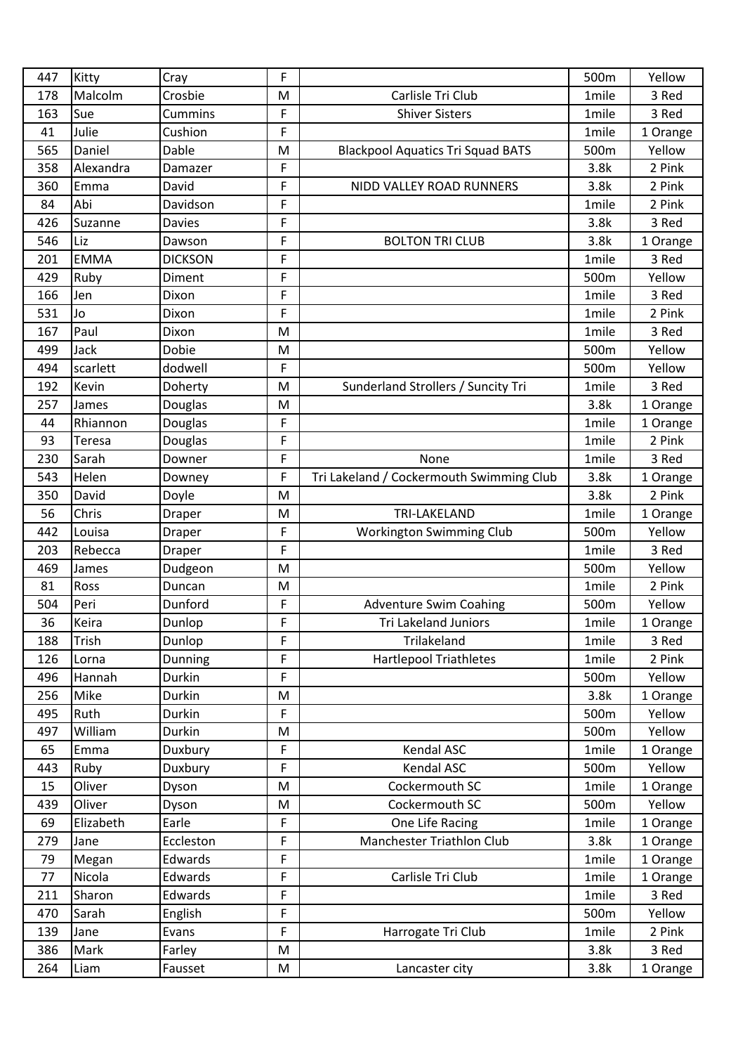| | | | | | | |
|---|---|---|---|---|---|---|
| 447 | Kitty | Cray | F | | 500m | Yellow |
| 178 | Malcolm | Crosbie | M | Carlisle Tri Club | 1mile | 3 Red |
| 163 | Sue | Cummins | F | Shiver Sisters | 1mile | 3 Red |
| 41 | Julie | Cushion | F | | 1mile | 1 Orange |
| 565 | Daniel | Dable | M | Blackpool Aquatics Tri Squad BATS | 500m | Yellow |
| 358 | Alexandra | Damazer | F | | 3.8k | 2 Pink |
| 360 | Emma | David | F | NIDD VALLEY ROAD RUNNERS | 3.8k | 2 Pink |
| 84 | Abi | Davidson | F | | 1mile | 2 Pink |
| 426 | Suzanne | Davies | F | | 3.8k | 3 Red |
| 546 | Liz | Dawson | F | BOLTON TRI CLUB | 3.8k | 1 Orange |
| 201 | EMMA | DICKSON | F | | 1mile | 3 Red |
| 429 | Ruby | Diment | F | | 500m | Yellow |
| 166 | Jen | Dixon | F | | 1mile | 3 Red |
| 531 | Jo | Dixon | F | | 1mile | 2 Pink |
| 167 | Paul | Dixon | M | | 1mile | 3 Red |
| 499 | Jack | Dobie | M | | 500m | Yellow |
| 494 | scarlett | dodwell | F | | 500m | Yellow |
| 192 | Kevin | Doherty | M | Sunderland Strollers / Suncity Tri | 1mile | 3 Red |
| 257 | James | Douglas | M | | 3.8k | 1 Orange |
| 44 | Rhiannon | Douglas | F | | 1mile | 1 Orange |
| 93 | Teresa | Douglas | F | | 1mile | 2 Pink |
| 230 | Sarah | Downer | F | None | 1mile | 3 Red |
| 543 | Helen | Downey | F | Tri Lakeland / Cockermouth Swimming Club | 3.8k | 1 Orange |
| 350 | David | Doyle | M | | 3.8k | 2 Pink |
| 56 | Chris | Draper | M | TRI-LAKELAND | 1mile | 1 Orange |
| 442 | Louisa | Draper | F | Workington Swimming Club | 500m | Yellow |
| 203 | Rebecca | Draper | F | | 1mile | 3 Red |
| 469 | James | Dudgeon | M | | 500m | Yellow |
| 81 | Ross | Duncan | M | | 1mile | 2 Pink |
| 504 | Peri | Dunford | F | Adventure Swim Coahing | 500m | Yellow |
| 36 | Keira | Dunlop | F | Tri Lakeland Juniors | 1mile | 1 Orange |
| 188 | Trish | Dunlop | F | Trilakeland | 1mile | 3 Red |
| 126 | Lorna | Dunning | F | Hartlepool Triathletes | 1mile | 2 Pink |
| 496 | Hannah | Durkin | F | | 500m | Yellow |
| 256 | Mike | Durkin | M | | 3.8k | 1 Orange |
| 495 | Ruth | Durkin | F | | 500m | Yellow |
| 497 | William | Durkin | M | | 500m | Yellow |
| 65 | Emma | Duxbury | F | Kendal ASC | 1mile | 1 Orange |
| 443 | Ruby | Duxbury | F | Kendal ASC | 500m | Yellow |
| 15 | Oliver | Dyson | M | Cockermouth SC | 1mile | 1 Orange |
| 439 | Oliver | Dyson | M | Cockermouth SC | 500m | Yellow |
| 69 | Elizabeth | Earle | F | One Life Racing | 1mile | 1 Orange |
| 279 | Jane | Eccleston | F | Manchester Triathlon Club | 3.8k | 1 Orange |
| 79 | Megan | Edwards | F | | 1mile | 1 Orange |
| 77 | Nicola | Edwards | F | Carlisle Tri Club | 1mile | 1 Orange |
| 211 | Sharon | Edwards | F | | 1mile | 3 Red |
| 470 | Sarah | English | F | | 500m | Yellow |
| 139 | Jane | Evans | F | Harrogate Tri Club | 1mile | 2 Pink |
| 386 | Mark | Farley | M | | 3.8k | 3 Red |
| 264 | Liam | Fausset | M | Lancaster city | 3.8k | 1 Orange |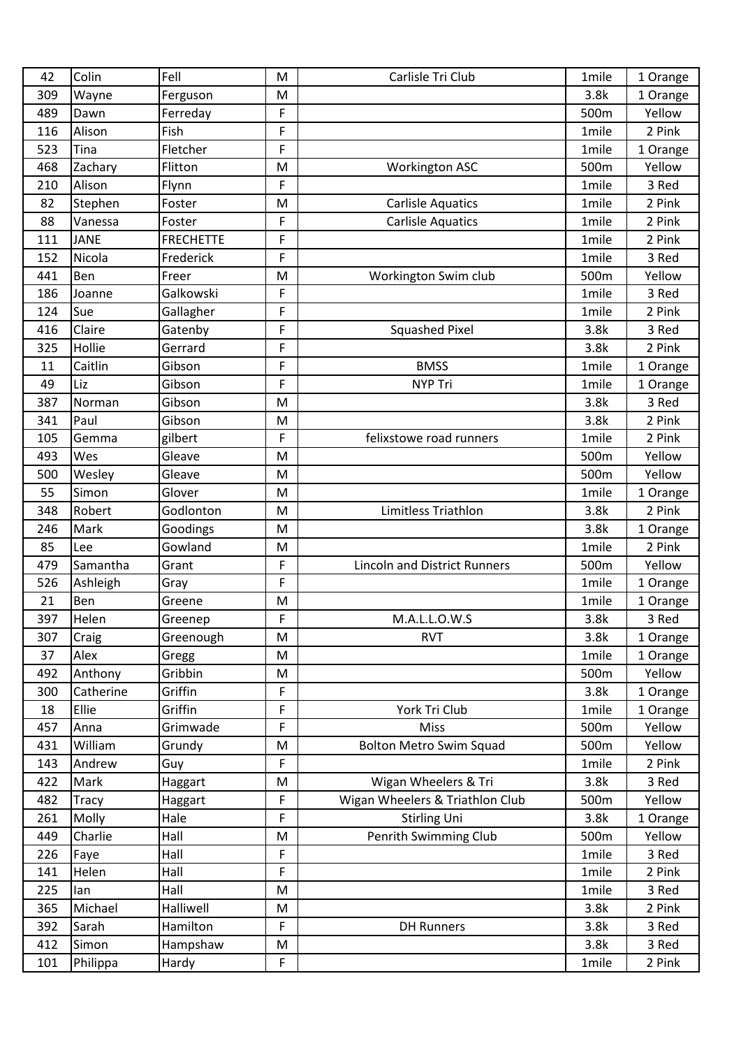| 42 | Colin | Fell | M | Carlisle Tri Club | 1mile | 1 Orange |
|---|---|---|---|---|---|---|
| 309 | Wayne | Ferguson | M | | 3.8k | 1 Orange |
| 489 | Dawn | Ferreday | F | | 500m | Yellow |
| 116 | Alison | Fish | F | | 1mile | 2 Pink |
| 523 | Tina | Fletcher | F | | 1mile | 1 Orange |
| 468 | Zachary | Flitton | M | Workington ASC | 500m | Yellow |
| 210 | Alison | Flynn | F | | 1mile | 3 Red |
| 82 | Stephen | Foster | M | Carlisle Aquatics | 1mile | 2 Pink |
| 88 | Vanessa | Foster | F | Carlisle Aquatics | 1mile | 2 Pink |
| 111 | JANE | FRECHETTE | F | | 1mile | 2 Pink |
| 152 | Nicola | Frederick | F | | 1mile | 3 Red |
| 441 | Ben | Freer | M | Workington Swim club | 500m | Yellow |
| 186 | Joanne | Galkowski | F | | 1mile | 3 Red |
| 124 | Sue | Gallagher | F | | 1mile | 2 Pink |
| 416 | Claire | Gatenby | F | Squashed Pixel | 3.8k | 3 Red |
| 325 | Hollie | Gerrard | F | | 3.8k | 2 Pink |
| 11 | Caitlin | Gibson | F | BMSS | 1mile | 1 Orange |
| 49 | Liz | Gibson | F | NYP Tri | 1mile | 1 Orange |
| 387 | Norman | Gibson | M | | 3.8k | 3 Red |
| 341 | Paul | Gibson | M | | 3.8k | 2 Pink |
| 105 | Gemma | gilbert | F | felixstowe road runners | 1mile | 2 Pink |
| 493 | Wes | Gleave | M | | 500m | Yellow |
| 500 | Wesley | Gleave | M | | 500m | Yellow |
| 55 | Simon | Glover | M | | 1mile | 1 Orange |
| 348 | Robert | Godlonton | M | Limitless Triathlon | 3.8k | 2 Pink |
| 246 | Mark | Goodings | M | | 3.8k | 1 Orange |
| 85 | Lee | Gowland | M | | 1mile | 2 Pink |
| 479 | Samantha | Grant | F | Lincoln and District Runners | 500m | Yellow |
| 526 | Ashleigh | Gray | F | | 1mile | 1 Orange |
| 21 | Ben | Greene | M | | 1mile | 1 Orange |
| 397 | Helen | Greenep | F | M.A.L.L.O.W.S | 3.8k | 3 Red |
| 307 | Craig | Greenough | M | RVT | 3.8k | 1 Orange |
| 37 | Alex | Gregg | M | | 1mile | 1 Orange |
| 492 | Anthony | Gribbin | M | | 500m | Yellow |
| 300 | Catherine | Griffin | F | | 3.8k | 1 Orange |
| 18 | Ellie | Griffin | F | York Tri Club | 1mile | 1 Orange |
| 457 | Anna | Grimwade | F | Miss | 500m | Yellow |
| 431 | William | Grundy | M | Bolton Metro Swim Squad | 500m | Yellow |
| 143 | Andrew | Guy | F | | 1mile | 2 Pink |
| 422 | Mark | Haggart | M | Wigan Wheelers & Tri | 3.8k | 3 Red |
| 482 | Tracy | Haggart | F | Wigan Wheelers & Triathlon Club | 500m | Yellow |
| 261 | Molly | Hale | F | Stirling Uni | 3.8k | 1 Orange |
| 449 | Charlie | Hall | M | Penrith Swimming Club | 500m | Yellow |
| 226 | Faye | Hall | F | | 1mile | 3 Red |
| 141 | Helen | Hall | F | | 1mile | 2 Pink |
| 225 | Ian | Hall | M | | 1mile | 3 Red |
| 365 | Michael | Halliwell | M | | 3.8k | 2 Pink |
| 392 | Sarah | Hamilton | F | DH Runners | 3.8k | 3 Red |
| 412 | Simon | Hampshaw | M | | 3.8k | 3 Red |
| 101 | Philippa | Hardy | F | | 1mile | 2 Pink |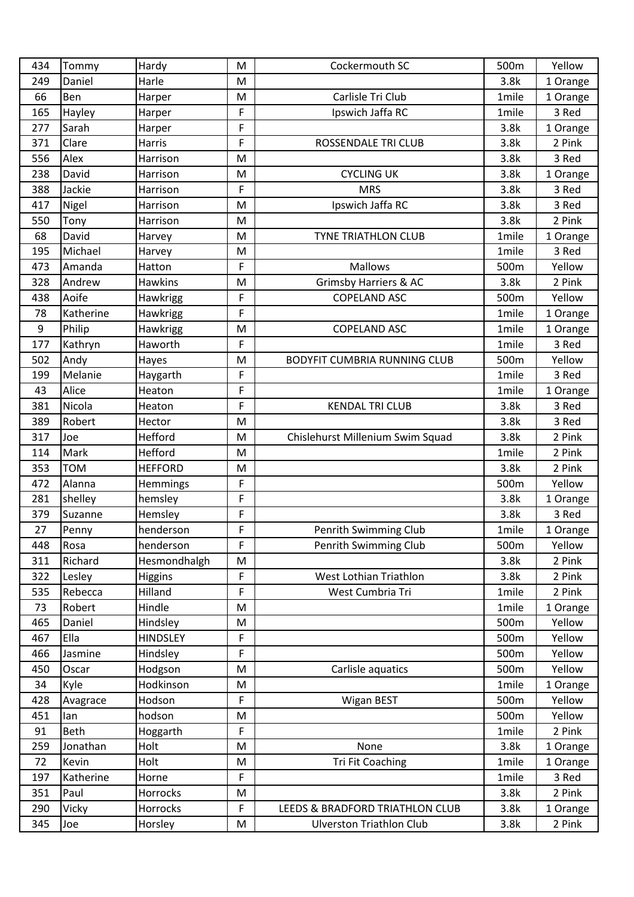| | | | | | | |
|---|---|---|---|---|---|---|
| 434 | Tommy | Hardy | M | Cockermouth SC | 500m | Yellow |
| 249 | Daniel | Harle | M | | 3.8k | 1 Orange |
| 66 | Ben | Harper | M | Carlisle Tri Club | 1mile | 1 Orange |
| 165 | Hayley | Harper | F | Ipswich Jaffa RC | 1mile | 3 Red |
| 277 | Sarah | Harper | F | | 3.8k | 1 Orange |
| 371 | Clare | Harris | F | ROSSENDALE TRI CLUB | 3.8k | 2 Pink |
| 556 | Alex | Harrison | M | | 3.8k | 3 Red |
| 238 | David | Harrison | M | CYCLING UK | 3.8k | 1 Orange |
| 388 | Jackie | Harrison | F | MRS | 3.8k | 3 Red |
| 417 | Nigel | Harrison | M | Ipswich Jaffa RC | 3.8k | 3 Red |
| 550 | Tony | Harrison | M | | 3.8k | 2 Pink |
| 68 | David | Harvey | M | TYNE TRIATHLON CLUB | 1mile | 1 Orange |
| 195 | Michael | Harvey | M | | 1mile | 3 Red |
| 473 | Amanda | Hatton | F | Mallows | 500m | Yellow |
| 328 | Andrew | Hawkins | M | Grimsby Harriers & AC | 3.8k | 2 Pink |
| 438 | Aoife | Hawkrigg | F | COPELAND ASC | 500m | Yellow |
| 78 | Katherine | Hawkrigg | F | | 1mile | 1 Orange |
| 9 | Philip | Hawkrigg | M | COPELAND ASC | 1mile | 1 Orange |
| 177 | Kathryn | Haworth | F | | 1mile | 3 Red |
| 502 | Andy | Hayes | M | BODYFIT CUMBRIA RUNNING CLUB | 500m | Yellow |
| 199 | Melanie | Haygarth | F | | 1mile | 3 Red |
| 43 | Alice | Heaton | F | | 1mile | 1 Orange |
| 381 | Nicola | Heaton | F | KENDAL TRI CLUB | 3.8k | 3 Red |
| 389 | Robert | Hector | M | | 3.8k | 3 Red |
| 317 | Joe | Hefford | M | Chislehurst Millenium Swim Squad | 3.8k | 2 Pink |
| 114 | Mark | Hefford | M | | 1mile | 2 Pink |
| 353 | TOM | HEFFORD | M | | 3.8k | 2 Pink |
| 472 | Alanna | Hemmings | F | | 500m | Yellow |
| 281 | shelley | hemsley | F | | 3.8k | 1 Orange |
| 379 | Suzanne | Hemsley | F | | 3.8k | 3 Red |
| 27 | Penny | henderson | F | Penrith Swimming Club | 1mile | 1 Orange |
| 448 | Rosa | henderson | F | Penrith Swimming Club | 500m | Yellow |
| 311 | Richard | Hesmondhalgh | M | | 3.8k | 2 Pink |
| 322 | Lesley | Higgins | F | West Lothian Triathlon | 3.8k | 2 Pink |
| 535 | Rebecca | Hilland | F | West Cumbria Tri | 1mile | 2 Pink |
| 73 | Robert | Hindle | M | | 1mile | 1 Orange |
| 465 | Daniel | Hindsley | M | | 500m | Yellow |
| 467 | Ella | HINDSLEY | F | | 500m | Yellow |
| 466 | Jasmine | Hindsley | F | | 500m | Yellow |
| 450 | Oscar | Hodgson | M | Carlisle aquatics | 500m | Yellow |
| 34 | Kyle | Hodkinson | M | | 1mile | 1 Orange |
| 428 | Avagrace | Hodson | F | Wigan BEST | 500m | Yellow |
| 451 | Ian | hodson | M | | 500m | Yellow |
| 91 | Beth | Hoggarth | F | | 1mile | 2 Pink |
| 259 | Jonathan | Holt | M | None | 3.8k | 1 Orange |
| 72 | Kevin | Holt | M | Tri Fit Coaching | 1mile | 1 Orange |
| 197 | Katherine | Horne | F | | 1mile | 3 Red |
| 351 | Paul | Horrocks | M | | 3.8k | 2 Pink |
| 290 | Vicky | Horrocks | F | LEEDS & BRADFORD TRIATHLON CLUB | 3.8k | 1 Orange |
| 345 | Joe | Horsley | M | Ulverston Triathlon Club | 3.8k | 2 Pink |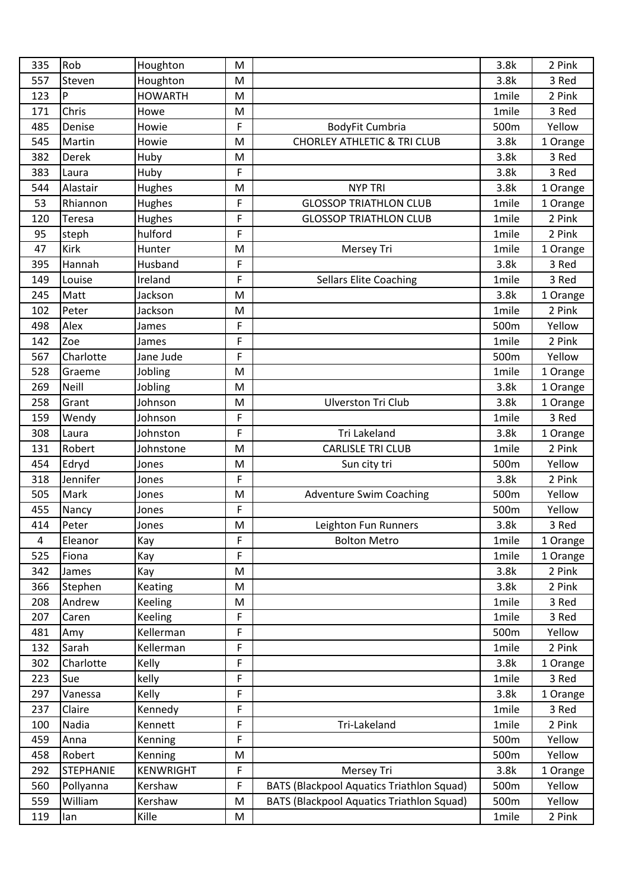| | | | | | | |
|---|---|---|---|---|---|---|
| 335 | Rob | Houghton | M | | 3.8k | 2 Pink |
| 557 | Steven | Houghton | M | | 3.8k | 3 Red |
| 123 | P | HOWARTH | M | | 1mile | 2 Pink |
| 171 | Chris | Howe | M | | 1mile | 3 Red |
| 485 | Denise | Howie | F | BodyFit Cumbria | 500m | Yellow |
| 545 | Martin | Howie | M | CHORLEY ATHLETIC & TRI CLUB | 3.8k | 1 Orange |
| 382 | Derek | Huby | M | | 3.8k | 3 Red |
| 383 | Laura | Huby | F | | 3.8k | 3 Red |
| 544 | Alastair | Hughes | M | NYP TRI | 3.8k | 1 Orange |
| 53 | Rhiannon | Hughes | F | GLOSSOP TRIATHLON CLUB | 1mile | 1 Orange |
| 120 | Teresa | Hughes | F | GLOSSOP TRIATHLON CLUB | 1mile | 2 Pink |
| 95 | steph | hulford | F | | 1mile | 2 Pink |
| 47 | Kirk | Hunter | M | Mersey Tri | 1mile | 1 Orange |
| 395 | Hannah | Husband | F | | 3.8k | 3 Red |
| 149 | Louise | Ireland | F | Sellars Elite Coaching | 1mile | 3 Red |
| 245 | Matt | Jackson | M | | 3.8k | 1 Orange |
| 102 | Peter | Jackson | M | | 1mile | 2 Pink |
| 498 | Alex | James | F | | 500m | Yellow |
| 142 | Zoe | James | F | | 1mile | 2 Pink |
| 567 | Charlotte | Jane Jude | F | | 500m | Yellow |
| 528 | Graeme | Jobling | M | | 1mile | 1 Orange |
| 269 | Neill | Jobling | M | | 3.8k | 1 Orange |
| 258 | Grant | Johnson | M | Ulverston Tri Club | 3.8k | 1 Orange |
| 159 | Wendy | Johnson | F | | 1mile | 3 Red |
| 308 | Laura | Johnston | F | Tri Lakeland | 3.8k | 1 Orange |
| 131 | Robert | Johnstone | M | CARLISLE TRI CLUB | 1mile | 2 Pink |
| 454 | Edryd | Jones | M | Sun city tri | 500m | Yellow |
| 318 | Jennifer | Jones | F | | 3.8k | 2 Pink |
| 505 | Mark | Jones | M | Adventure Swim Coaching | 500m | Yellow |
| 455 | Nancy | Jones | F | | 500m | Yellow |
| 414 | Peter | Jones | M | Leighton Fun Runners | 3.8k | 3 Red |
| 4 | Eleanor | Kay | F | Bolton Metro | 1mile | 1 Orange |
| 525 | Fiona | Kay | F | | 1mile | 1 Orange |
| 342 | James | Kay | M | | 3.8k | 2 Pink |
| 366 | Stephen | Keating | M | | 3.8k | 2 Pink |
| 208 | Andrew | Keeling | M | | 1mile | 3 Red |
| 207 | Caren | Keeling | F | | 1mile | 3 Red |
| 481 | Amy | Kellerman | F | | 500m | Yellow |
| 132 | Sarah | Kellerman | F | | 1mile | 2 Pink |
| 302 | Charlotte | Kelly | F | | 3.8k | 1 Orange |
| 223 | Sue | kelly | F | | 1mile | 3 Red |
| 297 | Vanessa | Kelly | F | | 3.8k | 1 Orange |
| 237 | Claire | Kennedy | F | | 1mile | 3 Red |
| 100 | Nadia | Kennett | F | Tri-Lakeland | 1mile | 2 Pink |
| 459 | Anna | Kenning | F | | 500m | Yellow |
| 458 | Robert | Kenning | M | | 500m | Yellow |
| 292 | STEPHANIE | KENWRIGHT | F | Mersey Tri | 3.8k | 1 Orange |
| 560 | Pollyanna | Kershaw | F | BATS (Blackpool Aquatics Triathlon Squad) | 500m | Yellow |
| 559 | William | Kershaw | M | BATS (Blackpool Aquatics Triathlon Squad) | 500m | Yellow |
| 119 | Ian | Kille | M | | 1mile | 2 Pink |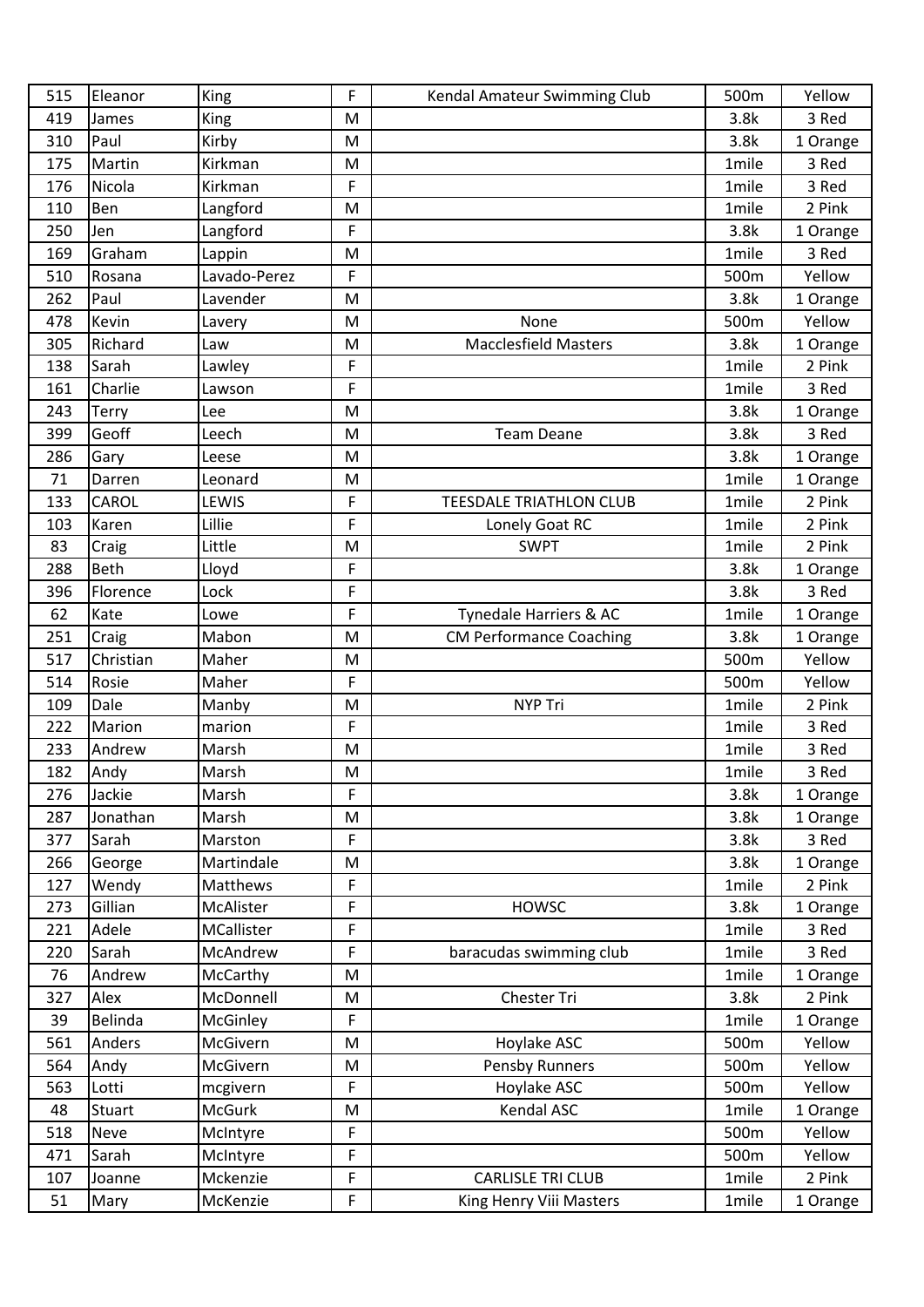| | | | | | | |
|---|---|---|---|---|---|---|
| 515 | Eleanor | King | F | Kendal Amateur Swimming Club | 500m | Yellow |
| 419 | James | King | M | | 3.8k | 3 Red |
| 310 | Paul | Kirby | M | | 3.8k | 1 Orange |
| 175 | Martin | Kirkman | M | | 1mile | 3 Red |
| 176 | Nicola | Kirkman | F | | 1mile | 3 Red |
| 110 | Ben | Langford | M | | 1mile | 2 Pink |
| 250 | Jen | Langford | F | | 3.8k | 1 Orange |
| 169 | Graham | Lappin | M | | 1mile | 3 Red |
| 510 | Rosana | Lavado-Perez | F | | 500m | Yellow |
| 262 | Paul | Lavender | M | | 3.8k | 1 Orange |
| 478 | Kevin | Lavery | M | None | 500m | Yellow |
| 305 | Richard | Law | M | Macclesfield Masters | 3.8k | 1 Orange |
| 138 | Sarah | Lawley | F | | 1mile | 2 Pink |
| 161 | Charlie | Lawson | F | | 1mile | 3 Red |
| 243 | Terry | Lee | M | | 3.8k | 1 Orange |
| 399 | Geoff | Leech | M | Team Deane | 3.8k | 3 Red |
| 286 | Gary | Leese | M | | 3.8k | 1 Orange |
| 71 | Darren | Leonard | M | | 1mile | 1 Orange |
| 133 | CAROL | LEWIS | F | TEESDALE TRIATHLON CLUB | 1mile | 2 Pink |
| 103 | Karen | Lillie | F | Lonely Goat RC | 1mile | 2 Pink |
| 83 | Craig | Little | M | SWPT | 1mile | 2 Pink |
| 288 | Beth | Lloyd | F | | 3.8k | 1 Orange |
| 396 | Florence | Lock | F | | 3.8k | 3 Red |
| 62 | Kate | Lowe | F | Tynedale Harriers & AC | 1mile | 1 Orange |
| 251 | Craig | Mabon | M | CM Performance Coaching | 3.8k | 1 Orange |
| 517 | Christian | Maher | M | | 500m | Yellow |
| 514 | Rosie | Maher | F | | 500m | Yellow |
| 109 | Dale | Manby | M | NYP Tri | 1mile | 2 Pink |
| 222 | Marion | marion | F | | 1mile | 3 Red |
| 233 | Andrew | Marsh | M | | 1mile | 3 Red |
| 182 | Andy | Marsh | M | | 1mile | 3 Red |
| 276 | Jackie | Marsh | F | | 3.8k | 1 Orange |
| 287 | Jonathan | Marsh | M | | 3.8k | 1 Orange |
| 377 | Sarah | Marston | F | | 3.8k | 3 Red |
| 266 | George | Martindale | M | | 3.8k | 1 Orange |
| 127 | Wendy | Matthews | F | | 1mile | 2 Pink |
| 273 | Gillian | McAlister | F | HOWSC | 3.8k | 1 Orange |
| 221 | Adele | MCallister | F | | 1mile | 3 Red |
| 220 | Sarah | McAndrew | F | baracudas swimming club | 1mile | 3 Red |
| 76 | Andrew | McCarthy | M | | 1mile | 1 Orange |
| 327 | Alex | McDonnell | M | Chester Tri | 3.8k | 2 Pink |
| 39 | Belinda | McGinley | F | | 1mile | 1 Orange |
| 561 | Anders | McGivern | M | Hoylake ASC | 500m | Yellow |
| 564 | Andy | McGivern | M | Pensby Runners | 500m | Yellow |
| 563 | Lotti | mcgivern | F | Hoylake ASC | 500m | Yellow |
| 48 | Stuart | McGurk | M | Kendal ASC | 1mile | 1 Orange |
| 518 | Neve | McIntyre | F | | 500m | Yellow |
| 471 | Sarah | McIntyre | F | | 500m | Yellow |
| 107 | Joanne | Mckenzie | F | CARLISLE TRI CLUB | 1mile | 2 Pink |
| 51 | Mary | McKenzie | F | King Henry Viii Masters | 1mile | 1 Orange |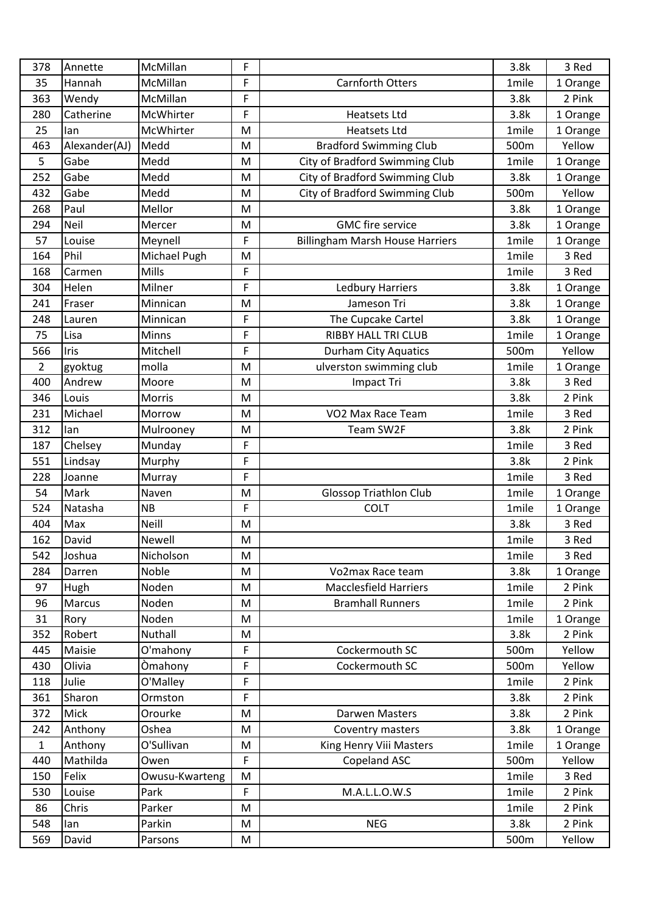| | | | | | | |
|---|---|---|---|---|---|---|
| 378 | Annette | McMillan | F | | 3.8k | 3 Red |
| 35 | Hannah | McMillan | F | Carnforth Otters | 1mile | 1 Orange |
| 363 | Wendy | McMillan | F | | 3.8k | 2 Pink |
| 280 | Catherine | McWhirter | F | Heatsets Ltd | 3.8k | 1 Orange |
| 25 | Ian | McWhirter | M | Heatsets Ltd | 1mile | 1 Orange |
| 463 | Alexander(AJ) | Medd | M | Bradford Swimming Club | 500m | Yellow |
| 5 | Gabe | Medd | M | City of Bradford Swimming Club | 1mile | 1 Orange |
| 252 | Gabe | Medd | M | City of Bradford Swimming Club | 3.8k | 1 Orange |
| 432 | Gabe | Medd | M | City of Bradford Swimming Club | 500m | Yellow |
| 268 | Paul | Mellor | M | | 3.8k | 1 Orange |
| 294 | Neil | Mercer | M | GMC fire service | 3.8k | 1 Orange |
| 57 | Louise | Meynell | F | Billingham Marsh House Harriers | 1mile | 1 Orange |
| 164 | Phil | Michael Pugh | M | | 1mile | 3 Red |
| 168 | Carmen | Mills | F | | 1mile | 3 Red |
| 304 | Helen | Milner | F | Ledbury Harriers | 3.8k | 1 Orange |
| 241 | Fraser | Minnican | M | Jameson Tri | 3.8k | 1 Orange |
| 248 | Lauren | Minnican | F | The Cupcake Cartel | 3.8k | 1 Orange |
| 75 | Lisa | Minns | F | RIBBY HALL TRI CLUB | 1mile | 1 Orange |
| 566 | Iris | Mitchell | F | Durham City Aquatics | 500m | Yellow |
| 2 | gyoktug | molla | M | ulverston swimming club | 1mile | 1 Orange |
| 400 | Andrew | Moore | M | Impact Tri | 3.8k | 3 Red |
| 346 | Louis | Morris | M | | 3.8k | 2 Pink |
| 231 | Michael | Morrow | M | VO2 Max Race Team | 1mile | 3 Red |
| 312 | Ian | Mulrooney | M | Team SW2F | 3.8k | 2 Pink |
| 187 | Chelsey | Munday | F | | 1mile | 3 Red |
| 551 | Lindsay | Murphy | F | | 3.8k | 2 Pink |
| 228 | Joanne | Murray | F | | 1mile | 3 Red |
| 54 | Mark | Naven | M | Glossop Triathlon Club | 1mile | 1 Orange |
| 524 | Natasha | NB | F | COLT | 1mile | 1 Orange |
| 404 | Max | Neill | M | | 3.8k | 3 Red |
| 162 | David | Newell | M | | 1mile | 3 Red |
| 542 | Joshua | Nicholson | M | | 1mile | 3 Red |
| 284 | Darren | Noble | M | Vo2max Race team | 3.8k | 1 Orange |
| 97 | Hugh | Noden | M | Macclesfield Harriers | 1mile | 2 Pink |
| 96 | Marcus | Noden | M | Bramhall Runners | 1mile | 2 Pink |
| 31 | Rory | Noden | M | | 1mile | 1 Orange |
| 352 | Robert | Nuthall | M | | 3.8k | 2 Pink |
| 445 | Maisie | O'mahony | F | Cockermouth SC | 500m | Yellow |
| 430 | Olivia | Òmahony | F | Cockermouth SC | 500m | Yellow |
| 118 | Julie | O'Malley | F | | 1mile | 2 Pink |
| 361 | Sharon | Ormston | F | | 3.8k | 2 Pink |
| 372 | Mick | Orourke | M | Darwen Masters | 3.8k | 2 Pink |
| 242 | Anthony | Oshea | M | Coventry masters | 3.8k | 1 Orange |
| 1 | Anthony | O'Sullivan | M | King Henry Viii Masters | 1mile | 1 Orange |
| 440 | Mathilda | Owen | F | Copeland ASC | 500m | Yellow |
| 150 | Felix | Owusu-Kwarteng | M | | 1mile | 3 Red |
| 530 | Louise | Park | F | M.A.L.L.O.W.S | 1mile | 2 Pink |
| 86 | Chris | Parker | M | | 1mile | 2 Pink |
| 548 | Ian | Parkin | M | NEG | 3.8k | 2 Pink |
| 569 | David | Parsons | M | | 500m | Yellow |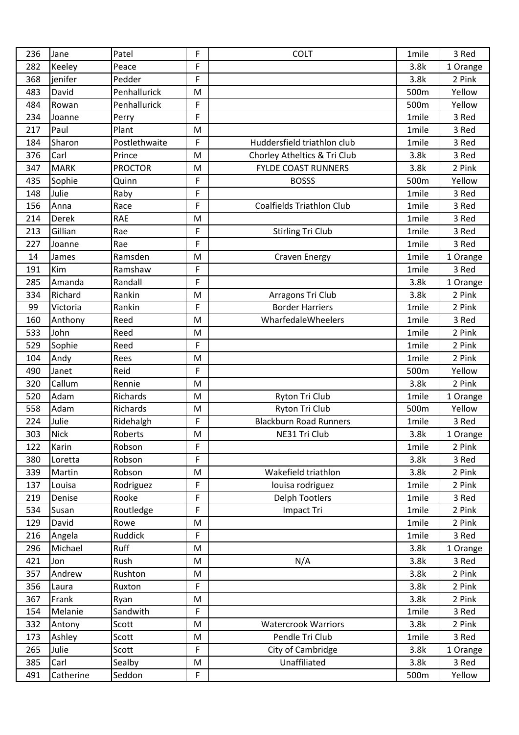| 236 | Jane | Patel | F | COLT | 1mile | 3 Red |
|---|---|---|---|---|---|---|
| 282 | Keeley | Peace | F | | 3.8k | 1 Orange |
| 368 | jenifer | Pedder | F | | 3.8k | 2 Pink |
| 483 | David | Penhallurick | M | | 500m | Yellow |
| 484 | Rowan | Penhallurick | F | | 500m | Yellow |
| 234 | Joanne | Perry | F | | 1mile | 3 Red |
| 217 | Paul | Plant | M | | 1mile | 3 Red |
| 184 | Sharon | Postlethwaite | F | Huddersfield triathlon club | 1mile | 3 Red |
| 376 | Carl | Prince | M | Chorley Atheltics & Tri Club | 3.8k | 3 Red |
| 347 | MARK | PROCTOR | M | FYLDE COAST RUNNERS | 3.8k | 2 Pink |
| 435 | Sophie | Quinn | F | BOSSS | 500m | Yellow |
| 148 | Julie | Raby | F | | 1mile | 3 Red |
| 156 | Anna | Race | F | Coalfields Triathlon Club | 1mile | 3 Red |
| 214 | Derek | RAE | M | | 1mile | 3 Red |
| 213 | Gillian | Rae | F | Stirling Tri Club | 1mile | 3 Red |
| 227 | Joanne | Rae | F | | 1mile | 3 Red |
| 14 | James | Ramsden | M | Craven Energy | 1mile | 1 Orange |
| 191 | Kim | Ramshaw | F | | 1mile | 3 Red |
| 285 | Amanda | Randall | F | | 3.8k | 1 Orange |
| 334 | Richard | Rankin | M | Arragons Tri Club | 3.8k | 2 Pink |
| 99 | Victoria | Rankin | F | Border Harriers | 1mile | 2 Pink |
| 160 | Anthony | Reed | M | WharfedaleWheelers | 1mile | 3 Red |
| 533 | John | Reed | M | | 1mile | 2 Pink |
| 529 | Sophie | Reed | F | | 1mile | 2 Pink |
| 104 | Andy | Rees | M | | 1mile | 2 Pink |
| 490 | Janet | Reid | F | | 500m | Yellow |
| 320 | Callum | Rennie | M | | 3.8k | 2 Pink |
| 520 | Adam | Richards | M | Ryton Tri Club | 1mile | 1 Orange |
| 558 | Adam | Richards | M | Ryton Tri Club | 500m | Yellow |
| 224 | Julie | Ridehalgh | F | Blackburn Road Runners | 1mile | 3 Red |
| 303 | Nick | Roberts | M | NE31 Tri Club | 3.8k | 1 Orange |
| 122 | Karin | Robson | F | | 1mile | 2 Pink |
| 380 | Loretta | Robson | F | | 3.8k | 3 Red |
| 339 | Martin | Robson | M | Wakefield triathlon | 3.8k | 2 Pink |
| 137 | Louisa | Rodriguez | F | louisa rodriguez | 1mile | 2 Pink |
| 219 | Denise | Rooke | F | Delph Tootlers | 1mile | 3 Red |
| 534 | Susan | Routledge | F | Impact Tri | 1mile | 2 Pink |
| 129 | David | Rowe | M | | 1mile | 2 Pink |
| 216 | Angela | Ruddick | F | | 1mile | 3 Red |
| 296 | Michael | Ruff | M | | 3.8k | 1 Orange |
| 421 | Jon | Rush | M | N/A | 3.8k | 3 Red |
| 357 | Andrew | Rushton | M | | 3.8k | 2 Pink |
| 356 | Laura | Ruxton | F | | 3.8k | 2 Pink |
| 367 | Frank | Ryan | M | | 3.8k | 2 Pink |
| 154 | Melanie | Sandwith | F | | 1mile | 3 Red |
| 332 | Antony | Scott | M | Watercrook Warriors | 3.8k | 2 Pink |
| 173 | Ashley | Scott | M | Pendle Tri Club | 1mile | 3 Red |
| 265 | Julie | Scott | F | City of Cambridge | 3.8k | 1 Orange |
| 385 | Carl | Sealby | M | Unaffiliated | 3.8k | 3 Red |
| 491 | Catherine | Seddon | F | | 500m | Yellow |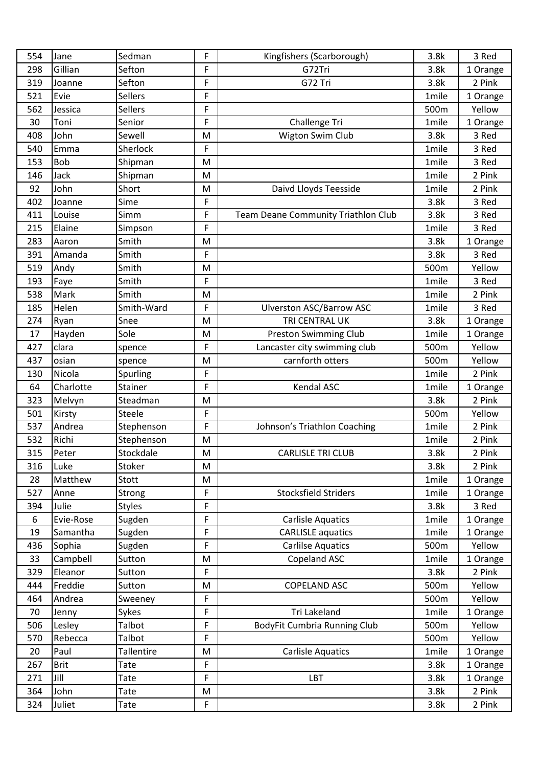| | | | | | | |
|---|---|---|---|---|---|---|
| 554 | Jane | Sedman | F | Kingfishers (Scarborough) | 3.8k | 3 Red |
| 298 | Gillian | Sefton | F | G72Tri | 3.8k | 1 Orange |
| 319 | Joanne | Sefton | F | G72 Tri | 3.8k | 2 Pink |
| 521 | Evie | Sellers | F | | 1mile | 1 Orange |
| 562 | Jessica | Sellers | F | | 500m | Yellow |
| 30 | Toni | Senior | F | Challenge Tri | 1mile | 1 Orange |
| 408 | John | Sewell | M | Wigton Swim Club | 3.8k | 3 Red |
| 540 | Emma | Sherlock | F | | 1mile | 3 Red |
| 153 | Bob | Shipman | M | | 1mile | 3 Red |
| 146 | Jack | Shipman | M | | 1mile | 2 Pink |
| 92 | John | Short | M | Daivd Lloyds Teesside | 1mile | 2 Pink |
| 402 | Joanne | Sime | F | | 3.8k | 3 Red |
| 411 | Louise | Simm | F | Team Deane Community Triathlon Club | 3.8k | 3 Red |
| 215 | Elaine | Simpson | F | | 1mile | 3 Red |
| 283 | Aaron | Smith | M | | 3.8k | 1 Orange |
| 391 | Amanda | Smith | F | | 3.8k | 3 Red |
| 519 | Andy | Smith | M | | 500m | Yellow |
| 193 | Faye | Smith | F | | 1mile | 3 Red |
| 538 | Mark | Smith | M | | 1mile | 2 Pink |
| 185 | Helen | Smith-Ward | F | Ulverston ASC/Barrow ASC | 1mile | 3 Red |
| 274 | Ryan | Snee | M | TRI CENTRAL UK | 3.8k | 1 Orange |
| 17 | Hayden | Sole | M | Preston Swimming Club | 1mile | 1 Orange |
| 427 | clara | spence | F | Lancaster city swimming club | 500m | Yellow |
| 437 | osian | spence | M | carnforth otters | 500m | Yellow |
| 130 | Nicola | Spurling | F | | 1mile | 2 Pink |
| 64 | Charlotte | Stainer | F | Kendal ASC | 1mile | 1 Orange |
| 323 | Melvyn | Steadman | M | | 3.8k | 2 Pink |
| 501 | Kirsty | Steele | F | | 500m | Yellow |
| 537 | Andrea | Stephenson | F | Johnson's Triathlon Coaching | 1mile | 2 Pink |
| 532 | Richi | Stephenson | M | | 1mile | 2 Pink |
| 315 | Peter | Stockdale | M | CARLISLE TRI CLUB | 3.8k | 2 Pink |
| 316 | Luke | Stoker | M | | 3.8k | 2 Pink |
| 28 | Matthew | Stott | M | | 1mile | 1 Orange |
| 527 | Anne | Strong | F | Stocksfield Striders | 1mile | 1 Orange |
| 394 | Julie | Styles | F | | 3.8k | 3 Red |
| 6 | Evie-Rose | Sugden | F | Carlisle Aquatics | 1mile | 1 Orange |
| 19 | Samantha | Sugden | F | CARLISLE aquatics | 1mile | 1 Orange |
| 436 | Sophia | Sugden | F | Carlilse Aquatics | 500m | Yellow |
| 33 | Campbell | Sutton | M | Copeland ASC | 1mile | 1 Orange |
| 329 | Eleanor | Sutton | F | | 3.8k | 2 Pink |
| 444 | Freddie | Sutton | M | COPELAND ASC | 500m | Yellow |
| 464 | Andrea | Sweeney | F | | 500m | Yellow |
| 70 | Jenny | Sykes | F | Tri Lakeland | 1mile | 1 Orange |
| 506 | Lesley | Talbot | F | BodyFit Cumbria Running Club | 500m | Yellow |
| 570 | Rebecca | Talbot | F | | 500m | Yellow |
| 20 | Paul | Tallentire | M | Carlisle Aquatics | 1mile | 1 Orange |
| 267 | Brit | Tate | F | | 3.8k | 1 Orange |
| 271 | Jill | Tate | F | LBT | 3.8k | 1 Orange |
| 364 | John | Tate | M | | 3.8k | 2 Pink |
| 324 | Juliet | Tate | F | | 3.8k | 2 Pink |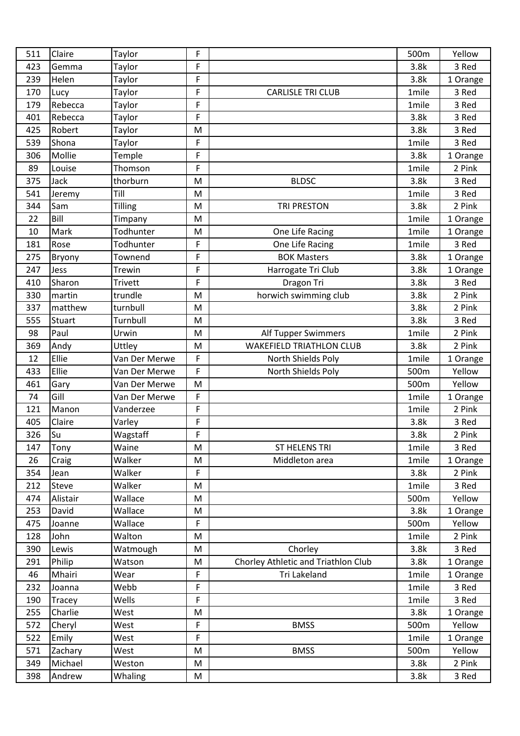| | | | | | | |
|---|---|---|---|---|---|---|
| 511 | Claire | Taylor | F | | 500m | Yellow |
| 423 | Gemma | Taylor | F | | 3.8k | 3 Red |
| 239 | Helen | Taylor | F | | 3.8k | 1 Orange |
| 170 | Lucy | Taylor | F | CARLISLE TRI CLUB | 1mile | 3 Red |
| 179 | Rebecca | Taylor | F | | 1mile | 3 Red |
| 401 | Rebecca | Taylor | F | | 3.8k | 3 Red |
| 425 | Robert | Taylor | M | | 3.8k | 3 Red |
| 539 | Shona | Taylor | F | | 1mile | 3 Red |
| 306 | Mollie | Temple | F | | 3.8k | 1 Orange |
| 89 | Louise | Thomson | F | | 1mile | 2 Pink |
| 375 | Jack | thorburn | M | BLDSC | 3.8k | 3 Red |
| 541 | Jeremy | Till | M | | 1mile | 3 Red |
| 344 | Sam | Tilling | M | TRI PRESTON | 3.8k | 2 Pink |
| 22 | Bill | Timpany | M | | 1mile | 1 Orange |
| 10 | Mark | Todhunter | M | One Life Racing | 1mile | 1 Orange |
| 181 | Rose | Todhunter | F | One Life Racing | 1mile | 3 Red |
| 275 | Bryony | Townend | F | BOK Masters | 3.8k | 1 Orange |
| 247 | Jess | Trewin | F | Harrogate Tri Club | 3.8k | 1 Orange |
| 410 | Sharon | Trivett | F | Dragon Tri | 3.8k | 3 Red |
| 330 | martin | trundle | M | horwich swimming club | 3.8k | 2 Pink |
| 337 | matthew | turnbull | M | | 3.8k | 2 Pink |
| 555 | Stuart | Turnbull | M | | 3.8k | 3 Red |
| 98 | Paul | Urwin | M | Alf Tupper Swimmers | 1mile | 2 Pink |
| 369 | Andy | Uttley | M | WAKEFIELD TRIATHLON CLUB | 3.8k | 2 Pink |
| 12 | Ellie | Van Der Merwe | F | North Shields Poly | 1mile | 1 Orange |
| 433 | Ellie | Van Der Merwe | F | North Shields Poly | 500m | Yellow |
| 461 | Gary | Van Der Merwe | M | | 500m | Yellow |
| 74 | Gill | Van Der Merwe | F | | 1mile | 1 Orange |
| 121 | Manon | Vanderzee | F | | 1mile | 2 Pink |
| 405 | Claire | Varley | F | | 3.8k | 3 Red |
| 326 | Su | Wagstaff | F | | 3.8k | 2 Pink |
| 147 | Tony | Waine | M | ST HELENS TRI | 1mile | 3 Red |
| 26 | Craig | Walker | M | Middleton area | 1mile | 1 Orange |
| 354 | Jean | Walker | F | | 3.8k | 2 Pink |
| 212 | Steve | Walker | M | | 1mile | 3 Red |
| 474 | Alistair | Wallace | M | | 500m | Yellow |
| 253 | David | Wallace | M | | 3.8k | 1 Orange |
| 475 | Joanne | Wallace | F | | 500m | Yellow |
| 128 | John | Walton | M | | 1mile | 2 Pink |
| 390 | Lewis | Watmough | M | Chorley | 3.8k | 3 Red |
| 291 | Philip | Watson | M | Chorley Athletic and Triathlon Club | 3.8k | 1 Orange |
| 46 | Mhairi | Wear | F | Tri Lakeland | 1mile | 1 Orange |
| 232 | Joanna | Webb | F | | 1mile | 3 Red |
| 190 | Tracey | Wells | F | | 1mile | 3 Red |
| 255 | Charlie | West | M | | 3.8k | 1 Orange |
| 572 | Cheryl | West | F | BMSS | 500m | Yellow |
| 522 | Emily | West | F | | 1mile | 1 Orange |
| 571 | Zachary | West | M | BMSS | 500m | Yellow |
| 349 | Michael | Weston | M | | 3.8k | 2 Pink |
| 398 | Andrew | Whaling | M | | 3.8k | 3 Red |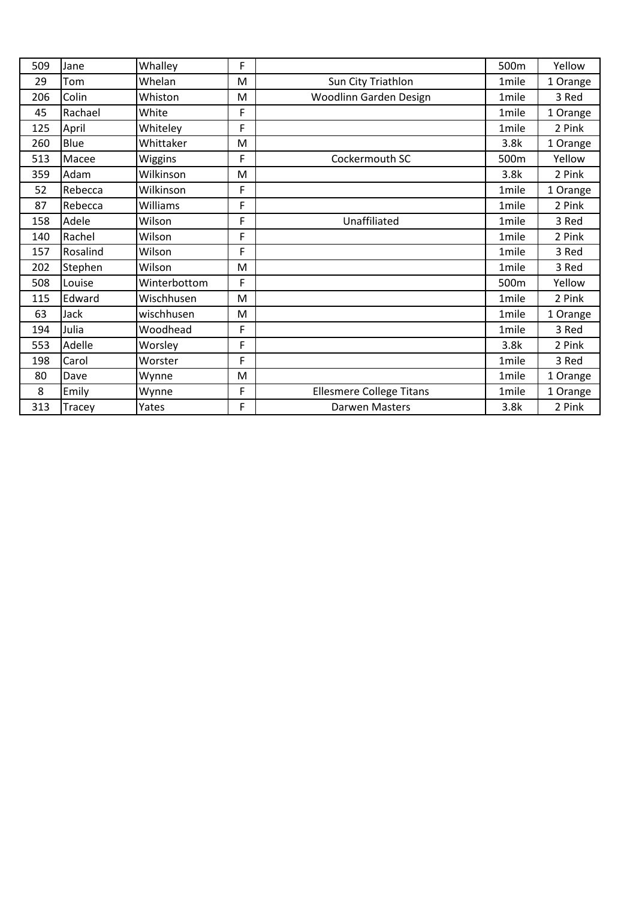| | | | | | | |
|---|---|---|---|---|---|---|
| 509 | Jane | Whalley | F | | 500m | Yellow |
| 29 | Tom | Whelan | M | Sun City Triathlon | 1mile | 1 Orange |
| 206 | Colin | Whiston | M | Woodlinn Garden Design | 1mile | 3 Red |
| 45 | Rachael | White | F | | 1mile | 1 Orange |
| 125 | April | Whiteley | F | | 1mile | 2 Pink |
| 260 | Blue | Whittaker | M | | 3.8k | 1 Orange |
| 513 | Macee | Wiggins | F | Cockermouth SC | 500m | Yellow |
| 359 | Adam | Wilkinson | M | | 3.8k | 2 Pink |
| 52 | Rebecca | Wilkinson | F | | 1mile | 1 Orange |
| 87 | Rebecca | Williams | F | | 1mile | 2 Pink |
| 158 | Adele | Wilson | F | Unaffiliated | 1mile | 3 Red |
| 140 | Rachel | Wilson | F | | 1mile | 2 Pink |
| 157 | Rosalind | Wilson | F | | 1mile | 3 Red |
| 202 | Stephen | Wilson | M | | 1mile | 3 Red |
| 508 | Louise | Winterbottom | F | | 500m | Yellow |
| 115 | Edward | Wischhusen | M | | 1mile | 2 Pink |
| 63 | Jack | wischhusen | M | | 1mile | 1 Orange |
| 194 | Julia | Woodhead | F | | 1mile | 3 Red |
| 553 | Adelle | Worsley | F | | 3.8k | 2 Pink |
| 198 | Carol | Worster | F | | 1mile | 3 Red |
| 80 | Dave | Wynne | M | | 1mile | 1 Orange |
| 8 | Emily | Wynne | F | Ellesmere College Titans | 1mile | 1 Orange |
| 313 | Tracey | Yates | F | Darwen Masters | 3.8k | 2 Pink |